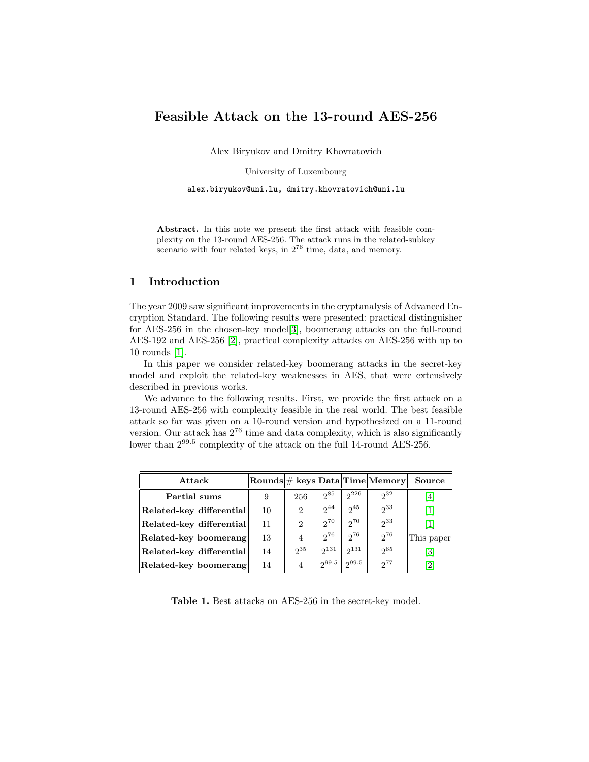# Feasible Attack on the 13-round AES-256

Alex Biryukov and Dmitry Khovratovich

University of Luxembourg

alex.biryukov@uni.lu, dmitry.khovratovich@uni.lu

**Abstract.** In this note we present the first attack with feasible complexity on the 13-round AES-256. The attack runs in the related-subkey scenario with four related keys, in $2^{76}$ time, data, and memory.

## 1 Introduction

The year 2009 saw significant improvements in the cryptanalysis of Advanced Encryption Standard. The following results were presented: practical distinguisher for AES-256 in the chosen-key model[3], boomerang attacks on the full-round AES-192 and AES-256 [2], practical complexity attacks on AES-256 with up to 10 rounds [1].

In this paper we consider related-key boomerang attacks in the secret-key model and exploit the related-key weaknesses in AES, that were extensively described in previous works.

We advance to the following results. First, we provide the first attack on a 13-round AES-256 with complexity feasible in the real world. The best feasible attack so far was given on a 10-round version and hypothesized on a 11-round version. Our attack has $2^{76}$ time and data complexity, which is also significantly lower than $2^{99.5}$ complexity of the attack on the full 14-round AES-256.

| Attack | Rounds | # keys | Data | Time | Memory | Source |
|---|---|---|---|---|---|---|
| **Partial sums** | 9 | 256 | $2^{85}$ | $2^{226}$ | $2^{32}$ | [4] |
| **Related-key differential** | 10 | 2 | $2^{44}$ | $2^{45}$ | $2^{33}$ | [1] |
| **Related-key differential** | 11 | 2 | $2^{70}$ | $2^{70}$ | $2^{33}$ | [1] |
| **Related-key boomerang** | 13 | 4 | $2^{76}$ | $2^{76}$ | $2^{76}$ | This paper |
| **Related-key differential** | 14 | $2^{35}$ | $2^{131}$ | $2^{131}$ | $2^{65}$ | [3] |
| **Related-key boomerang** | 14 | 4 | $2^{99.5}$ | $2^{99.5}$ | $2^{77}$ | [2] |

**Table 1.** Best attacks on AES-256 in the secret-key model.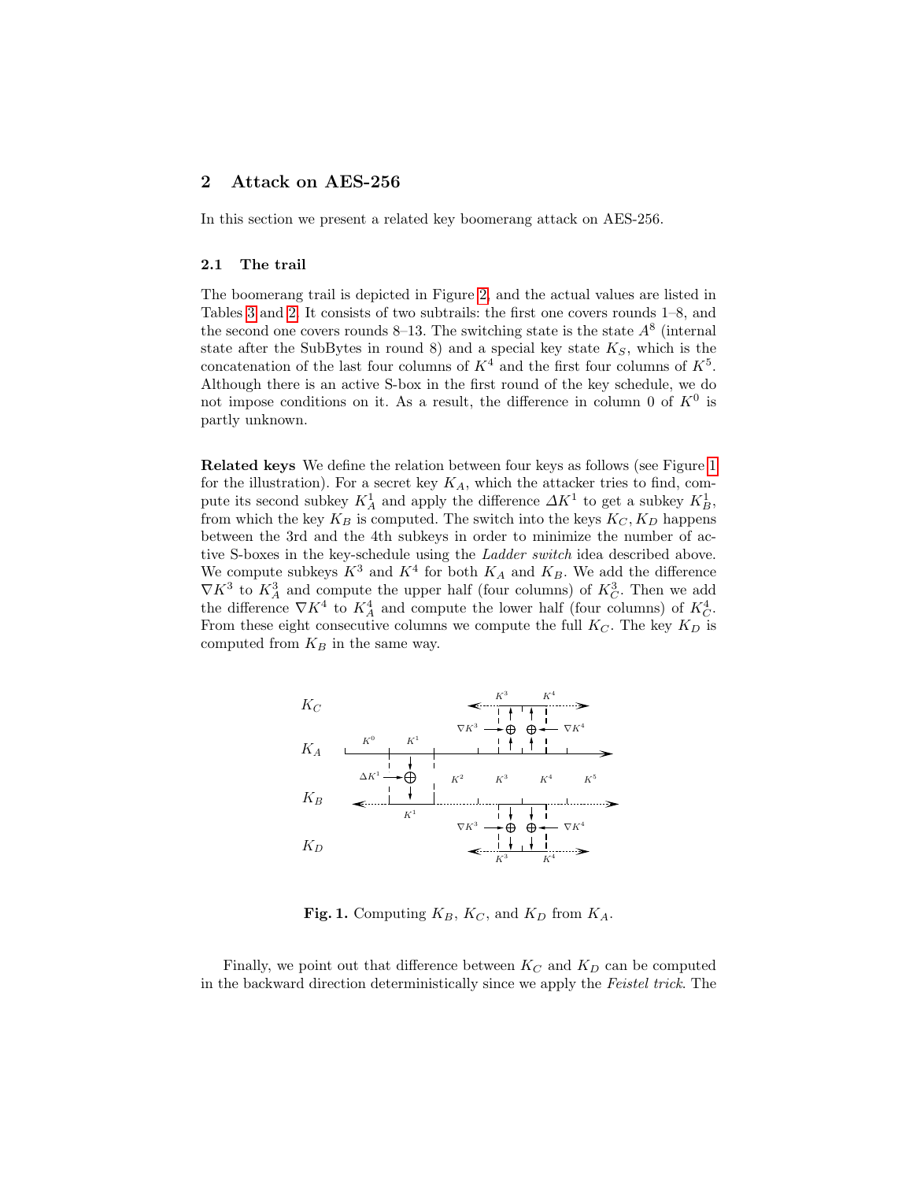## 2 Attack on AES-256

In this section we present a related key boomerang attack on AES-256.

### 2.1 The trail

The boomerang trail is depicted in Figure 2, and the actual values are listed in Tables 3 and 2. It consists of two subtrails: the first one covers rounds 1–8, and the second one covers rounds 8–13. The switching state is the state $A^8$ (internal state after the SubBytes in round 8) and a special key state $K_S$, which is the concatenation of the last four columns of $K^4$ and the first four columns of $K^5$. Although there is an active S-box in the first round of the key schedule, we do not impose conditions on it. As a result, the difference in column 0 of $K^0$ is partly unknown.

**Related keys** We define the relation between four keys as follows (see Figure 1 for the illustration). For a secret key $K_A$, which the attacker tries to find, compute its second subkey $K_A^1$ and apply the difference $\Delta K^1$ to get a subkey $K_B^1$, from which the key $K_B$ is computed. The switch into the keys $K_C, K_D$ happens between the 3rd and the 4th subkeys in order to minimize the number of active S-boxes in the key-schedule using the *Ladder switch* idea described above. We compute subkeys $K^3$ and $K^4$ for both $K_A$ and $K_B$. We add the difference $\nabla K^3$ to $K_A^3$ and compute the upper half (four columns) of $K_C^3$. Then we add the difference $\nabla K^4$ to $K_A^4$ and compute the lower half (four columns) of $K_C^4$. From these eight consecutive columns we compute the full $K_C$. The key $K_D$ is computed from $K_B$ in the same way.

**Fig. 1.** Computing $K_B$, $K_C$, and $K_D$ from $K_A$.

Finally, we point out that difference between $K_C$ and $K_D$ can be computed in the backward direction deterministically since we apply the *Feistel trick*. The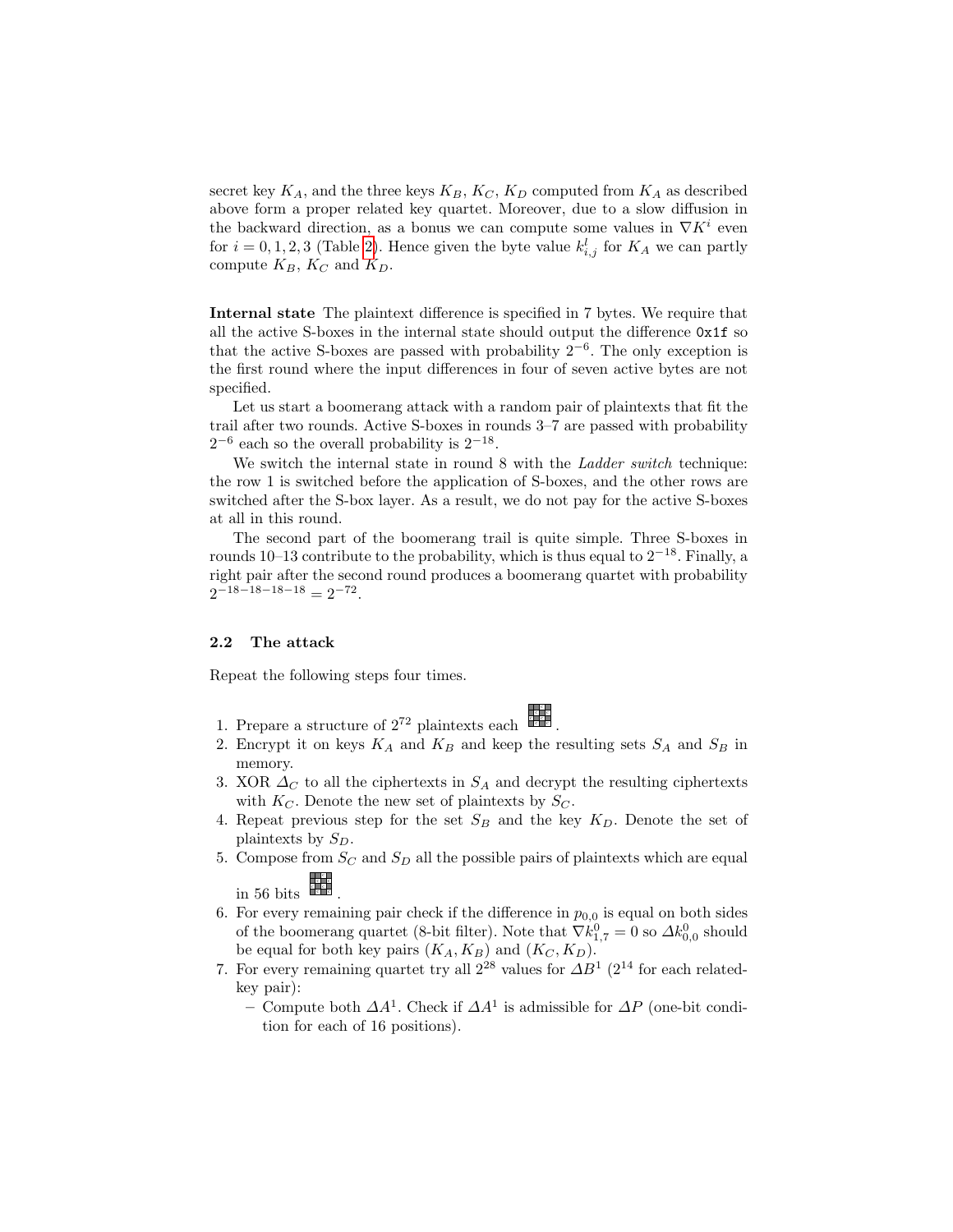secret key $K_A$, and the three keys $K_B$, $K_C$, $K_D$ computed from $K_A$ as described above form a proper related key quartet. Moreover, due to a slow diffusion in the backward direction, as a bonus we can compute some values in $\nabla K^i$ even for $i = 0, 1, 2, 3$ (Table 2). Hence given the byte value $k^l_{i,j}$ for $K_A$ we can partly compute $K_B$, $K_C$ and $K_D$.

**Internal state** The plaintext difference is specified in 7 bytes. We require that all the active S-boxes in the internal state should output the difference `0x1f` so that the active S-boxes are passed with probability $2^{-6}$. The only exception is the first round where the input differences in four of seven active bytes are not specified.

Let us start a boomerang attack with a random pair of plaintexts that fit the trail after two rounds. Active S-boxes in rounds 3–7 are passed with probability $2^{-6}$ each so the overall probability is $2^{-18}$.

We switch the internal state in round 8 with the *Ladder switch* technique: the row 1 is switched before the application of S-boxes, and the other rows are switched after the S-box layer. As a result, we do not pay for the active S-boxes at all in this round.

The second part of the boomerang trail is quite simple. Three S-boxes in rounds 10–13 contribute to the probability, which is thus equal to $2^{-18}$. Finally, a right pair after the second round produces a boomerang quartet with probability $2^{-18-18-18-18} = 2^{-72}$.

### 2.2 The attack

Repeat the following steps four times.

1. Prepare a structure of $2^{72}$ plaintexts each .
2. Encrypt it on keys $K_A$ and $K_B$ and keep the resulting sets $S_A$ and $S_B$ in memory.
3. XOR $\Delta_C$ to all the ciphertexts in $S_A$ and decrypt the resulting ciphertexts with $K_C$. Denote the new set of plaintexts by $S_C$.
4. Repeat previous step for the set $S_B$ and the key $K_D$. Denote the set of plaintexts by $S_D$.
5. Compose from $S_C$ and $S_D$ all the possible pairs of plaintexts which are equal in 56 bits .
6. For every remaining pair check if the difference in $p_{0,0}$ is equal on both sides of the boomerang quartet (8-bit filter). Note that $\nabla k^0_{1,7} = 0$ so $\Delta k^0_{0,0}$ should be equal for both key pairs $(K_A, K_B)$ and $(K_C, K_D)$.
7. For every remaining quartet try all $2^{28}$ values for $\Delta B^1$ ($2^{14}$ for each related-key pair):
   - Compute both $\Delta A^1$. Check if $\Delta A^1$ is admissible for $\Delta P$ (one-bit condition for each of 16 positions).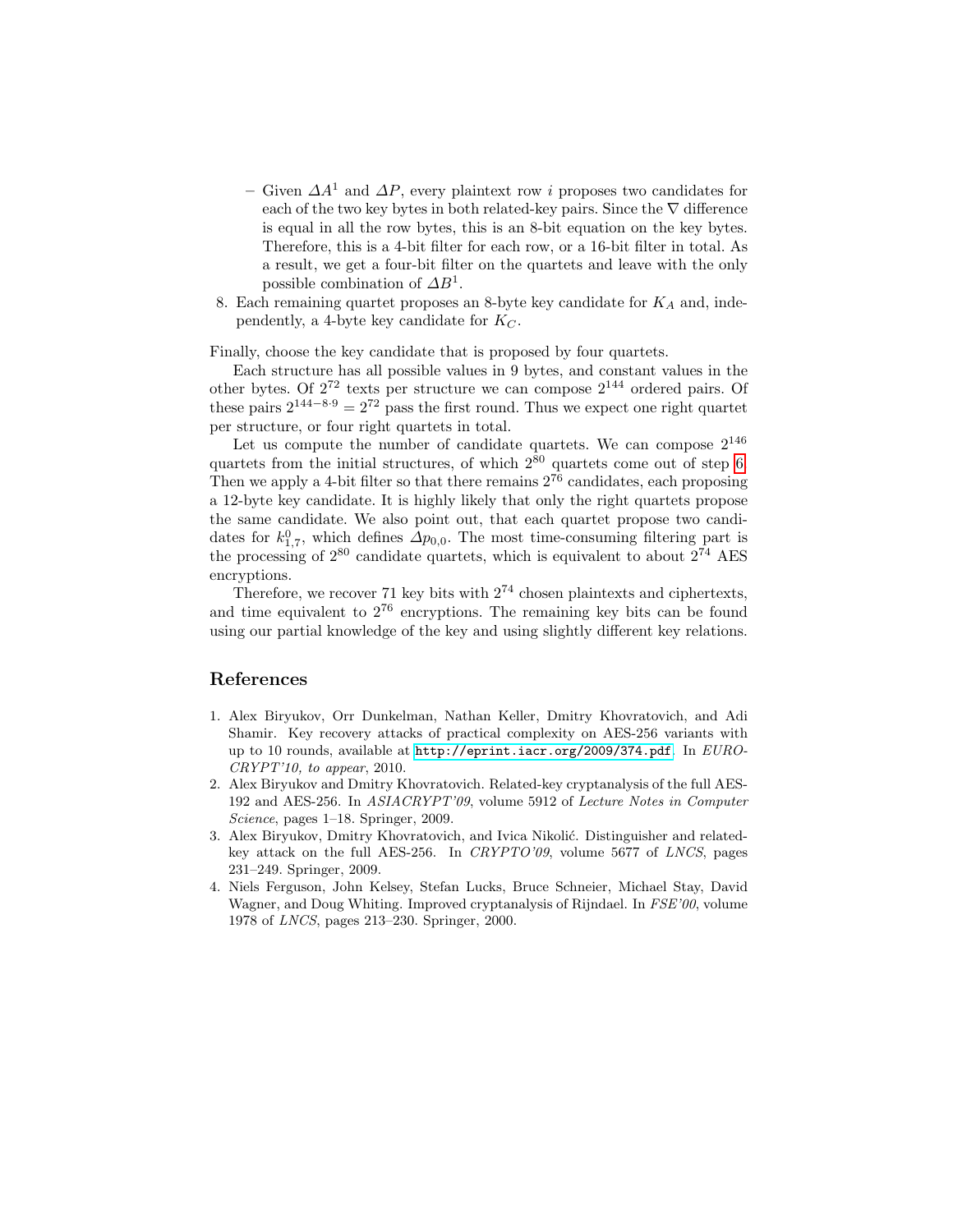- Given $\Delta A^1$ and $\Delta P$, every plaintext row $i$ proposes two candidates for each of the two key bytes in both related-key pairs. Since the $\nabla$ difference is equal in all the row bytes, this is an 8-bit equation on the key bytes. Therefore, this is a 4-bit filter for each row, or a 16-bit filter in total. As a result, we get a four-bit filter on the quartets and leave with the only possible combination of $\Delta B^1$.

8. Each remaining quartet proposes an 8-byte key candidate for $K_A$ and, independently, a 4-byte key candidate for $K_C$.

Finally, choose the key candidate that is proposed by four quartets.

Each structure has all possible values in 9 bytes, and constant values in the other bytes. Of $2^{72}$ texts per structure we can compose $2^{144}$ ordered pairs. Of these pairs $2^{144-8\cdot 9} = 2^{72}$ pass the first round. Thus we expect one right quartet per structure, or four right quartets in total.

Let us compute the number of candidate quartets. We can compose $2^{146}$ quartets from the initial structures, of which $2^{80}$ quartets come out of step 6. Then we apply a 4-bit filter so that there remains $2^{76}$ candidates, each proposing a 12-byte key candidate. It is highly likely that only the right quartets propose the same candidate. We also point out, that each quartet propose two candidates for $k^0_{1,7}$, which defines $\Delta p_{0,0}$. The most time-consuming filtering part is the processing of $2^{80}$ candidate quartets, which is equivalent to about $2^{74}$ AES encryptions.

Therefore, we recover 71 key bits with $2^{74}$ chosen plaintexts and ciphertexts, and time equivalent to $2^{76}$ encryptions. The remaining key bits can be found using our partial knowledge of the key and using slightly different key relations.

## References

1. Alex Biryukov, Orr Dunkelman, Nathan Keller, Dmitry Khovratovich, and Adi Shamir. Key recovery attacks of practical complexity on AES-256 variants with up to 10 rounds, available at http://eprint.iacr.org/2009/374.pdf. In *EUROCRYPT'10, to appear*, 2010.
2. Alex Biryukov and Dmitry Khovratovich. Related-key cryptanalysis of the full AES-192 and AES-256. In *ASIACRYPT'09*, volume 5912 of *Lecture Notes in Computer Science*, pages 1–18. Springer, 2009.
3. Alex Biryukov, Dmitry Khovratovich, and Ivica Nikolić. Distinguisher and related-key attack on the full AES-256. In *CRYPTO'09*, volume 5677 of *LNCS*, pages 231–249. Springer, 2009.
4. Niels Ferguson, John Kelsey, Stefan Lucks, Bruce Schneier, Michael Stay, David Wagner, and Doug Whiting. Improved cryptanalysis of Rijndael. In *FSE'00*, volume 1978 of *LNCS*, pages 213–230. Springer, 2000.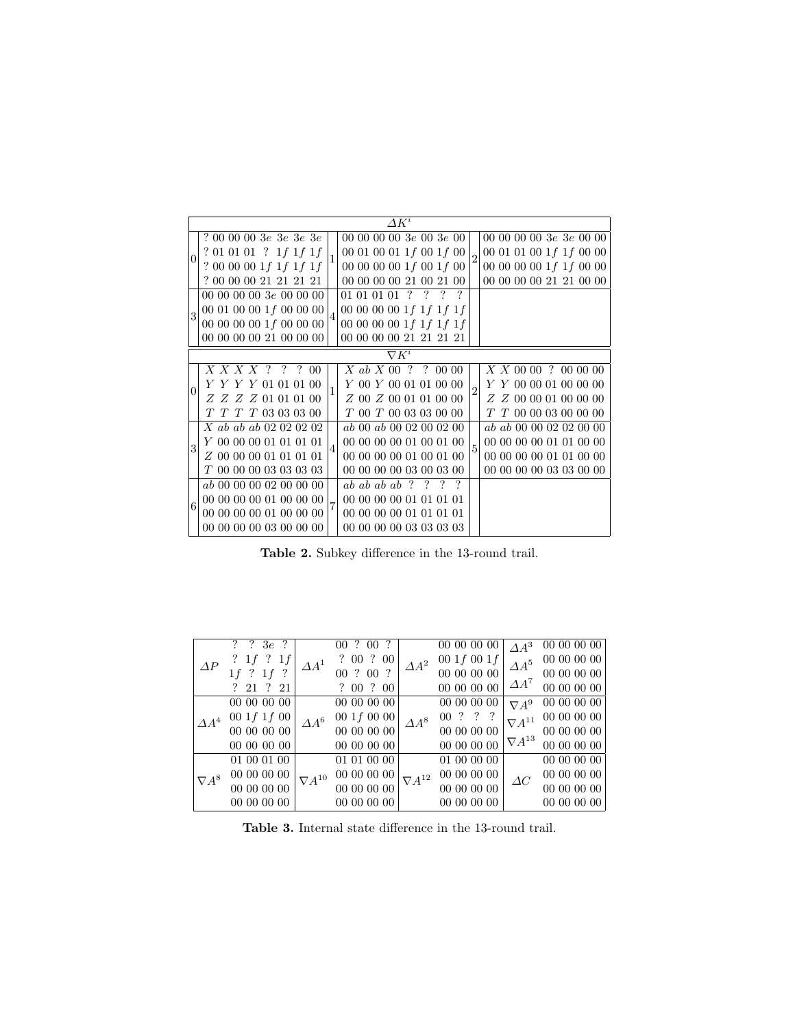| | $\Delta K^i$ | | | | |
|---|---|---|---|---|---|
| 0 | ? 00 00 00 3*e* 3*e* 3*e* 3*e*<br>? 01 01 01 ? 1*f* 1*f* 1*f*<br>? 00 00 00 1*f* 1*f* 1*f* 1*f*<br>? 00 00 00 21 21 21 21 | 1 | 00 00 00 00 3*e* 00 3*e* 00<br>00 01 00 01 1*f* 00 1*f* 00<br>00 00 00 00 1*f* 00 1*f* 00<br>00 00 00 00 21 00 21 00 | 2 | 00 00 00 00 3*e* 3*e* 00 00<br>00 01 01 00 1*f* 1*f* 00 00<br>00 00 00 00 1*f* 1*f* 00 00<br>00 00 00 00 21 21 00 00 |
| 3 | 00 00 00 00 3*e* 00 00 00<br>00 01 00 00 1*f* 00 00 00<br>00 00 00 00 1*f* 00 00 00<br>00 00 00 00 21 00 00 00 | 4 | 01 01 01 01 ? ? ? ?<br>00 00 00 00 1*f* 1*f* 1*f* 1*f*<br>00 00 00 00 1*f* 1*f* 1*f* 1*f*<br>00 00 00 00 21 21 21 21 | | |

| | $\nabla K^i$ | | | | |
|---|---|---|---|---|---|
| 0 | *X X X X* ? ? ? 00<br>*Y Y Y Y* 01 01 01 00<br>*Z Z Z Z* 01 01 01 00<br>*T T T T* 03 03 03 00 | 1 | *X ab X* 00 ? ? 00 00<br>*Y* 00 *Y* 00 01 01 00 00<br>*Z* 00 *Z* 00 01 01 00 00<br>*T* 00 *T* 00 03 03 00 00 | 2 | *X X* 00 00 ? 00 00 00<br>*Y Y* 00 00 01 00 00 00<br>*Z Z* 00 00 01 00 00 00<br>*T T* 00 00 03 00 00 00 |
| 3 | *X ab ab ab* 02 02 02 02<br>*Y* 00 00 00 01 01 01 01<br>*Z* 00 00 00 01 01 01 01<br>*T* 00 00 00 03 03 03 03 | 4 | *ab* 00 *ab* 00 02 00 02 00<br>00 00 00 00 01 00 01 00<br>00 00 00 00 01 00 01 00<br>00 00 00 00 03 00 03 00 | 5 | *ab ab* 00 00 02 02 00 00<br>00 00 00 00 01 01 00 00<br>00 00 00 00 01 01 00 00<br>00 00 00 00 03 03 00 00 |
| 6 | *ab* 00 00 00 02 00 00 00<br>00 00 00 00 01 00 00 00<br>00 00 00 00 01 00 00 00<br>00 00 00 00 03 00 00 00 | 7 | *ab ab ab ab* ? ? ? ?<br>00 00 00 00 01 01 01 01<br>00 00 00 00 01 01 01 01<br>00 00 00 00 03 03 03 03 | | |

**Table 2.** Subkey difference in the 13-round trail.

| | | | | | | | |
|---|---|---|---|---|---|---|---|
| $\Delta P$ | ? ? 3*e* ?<br>? 1*f* ? 1*f*<br>1*f* ? 1*f* ?<br>? 21 ? 21 | $\Delta A^1$ | 00 ? 00 ?<br>? 00 ? 00<br>00 ? 00 ?<br>? 00 ? 00 | $\Delta A^2$ | 00 00 00 00<br>00 1*f* 00 1*f*<br>00 00 00 00<br>00 00 00 00 | $\Delta A^3$<br>$\Delta A^5$<br>$\Delta A^7$ | 00 00 00 00<br>00 00 00 00<br>00 00 00 00<br>00 00 00 00 |
| $\Delta A^4$ | 00 00 00 00<br>00 1*f* 1*f* 00<br>00 00 00 00<br>00 00 00 00 | $\Delta A^6$ | 00 00 00 00<br>00 1*f* 00 00<br>00 00 00 00<br>00 00 00 00 | $\Delta A^8$ | 00 00 00 00<br>00 ? ? ?<br>00 00 00 00<br>00 00 00 00 | $\nabla A^9$<br>$\nabla A^{11}$<br>$\nabla A^{13}$ | 00 00 00 00<br>00 00 00 00<br>00 00 00 00<br>00 00 00 00 |
| $\nabla A^8$ | 01 00 01 00<br>00 00 00 00<br>00 00 00 00<br>00 00 00 00 | $\nabla A^{10}$ | 01 01 00 00<br>00 00 00 00<br>00 00 00 00<br>00 00 00 00 | $\nabla A^{12}$ | 01 00 00 00<br>00 00 00 00<br>00 00 00 00<br>00 00 00 00 | $\Delta C$ | 00 00 00 00<br>00 00 00 00<br>00 00 00 00<br>00 00 00 00 |

**Table 3.** Internal state difference in the 13-round trail.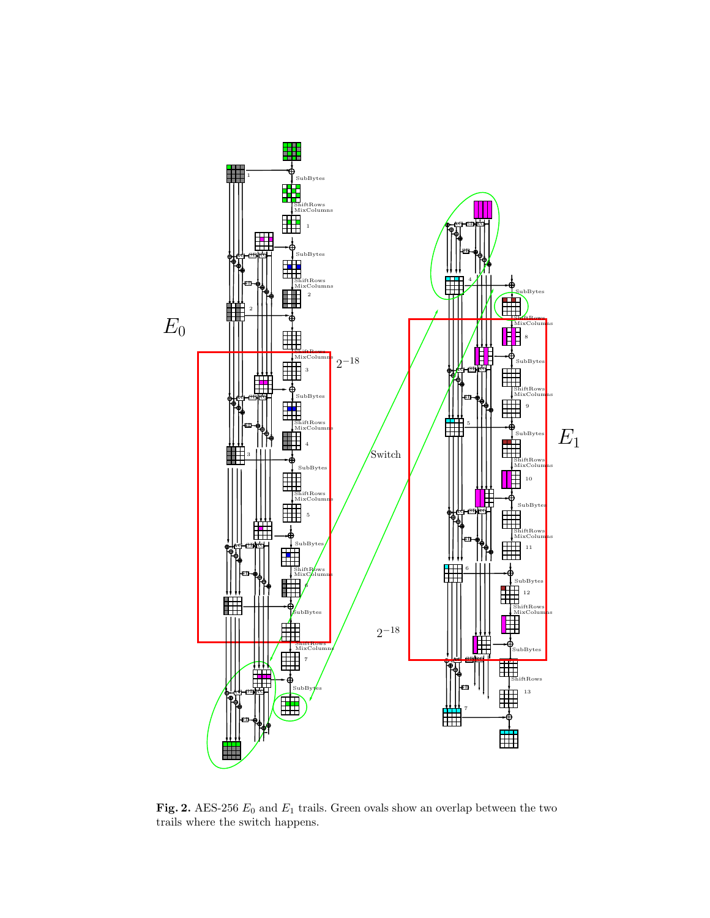$E_0$

$2^{-18}$

Switch

$E_1$

$2^{-18}$

**Fig. 2.** AES-256 $E_0$ and $E_1$ trails. Green ovals show an overlap between the two trails where the switch happens.